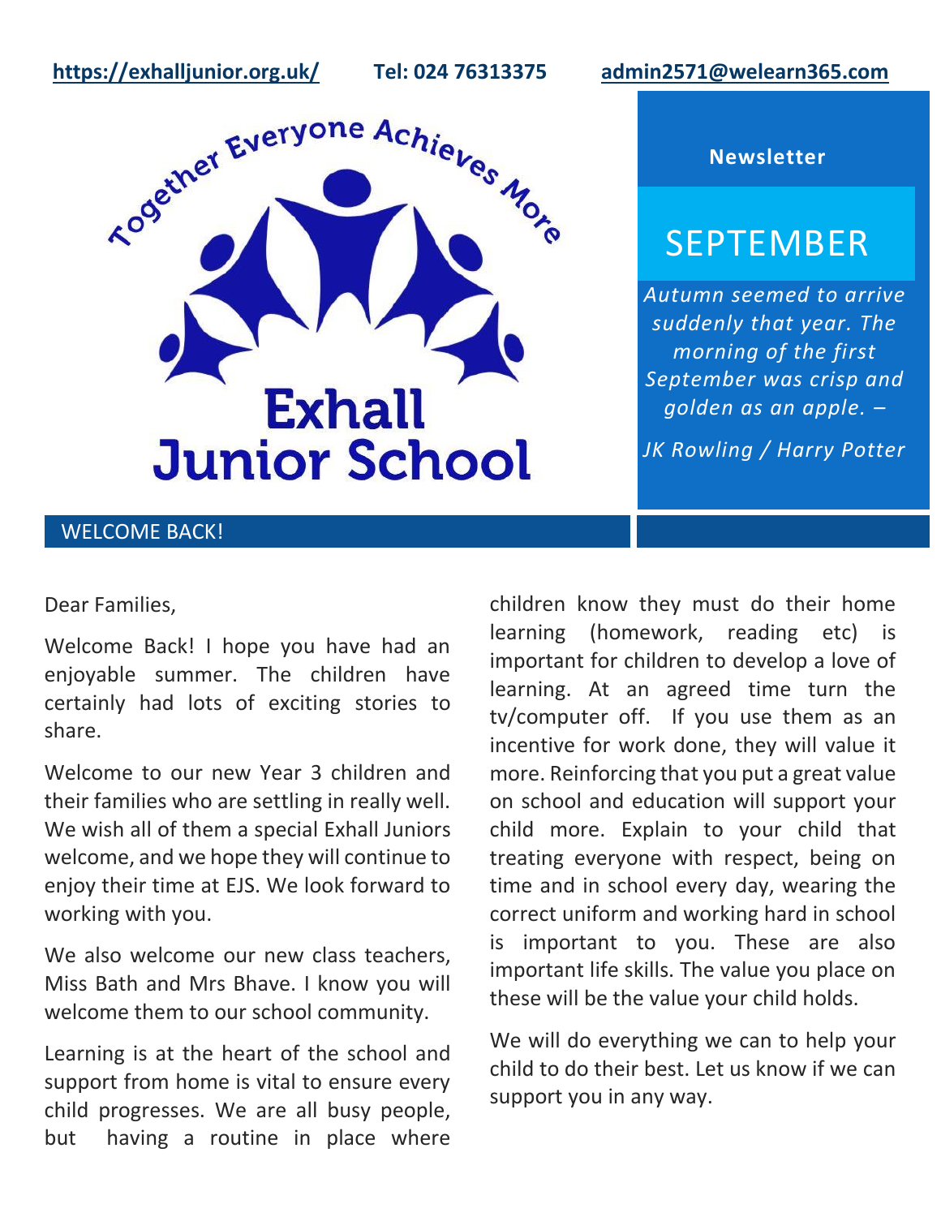https://exhalljunior.org.uk/ Tel: 024 76313375 admin2571@welearn365.com

Together Everyone Achieves More

# Exhall Junior School

**Newsletter**

# SEPTEMBER

*Autumn seemed to arrive suddenly that year. The morning of the first September was crisp and golden as an apple. –*

*JK Rowling / Harry Potter*

## WELCOME BACK!

Dear Families,

Welcome Back! I hope you have had an enjoyable summer. The children have certainly had lots of exciting stories to share.

Welcome to our new Year 3 children and their families who are settling in really well. We wish all of them a special Exhall Juniors welcome, and we hope they will continue to enjoy their time at EJS. We look forward to working with you.

We also welcome our new class teachers, Miss Bath and Mrs Bhave. I know you will welcome them to our school community.

Learning is at the heart of the school and support from home is vital to ensure every child progresses. We are all busy people, but having a routine in place where children know they must do their home learning (homework, reading etc) is important for children to develop a love of learning. At an agreed time turn the tv/computer off. If you use them as an incentive for work done, they will value it more. Reinforcing that you put a great value on school and education will support your child more. Explain to your child that treating everyone with respect, being on time and in school every day, wearing the correct uniform and working hard in school is important to you. These are also important life skills. The value you place on these will be the value your child holds.

We will do everything we can to help your child to do their best. Let us know if we can support you in any way.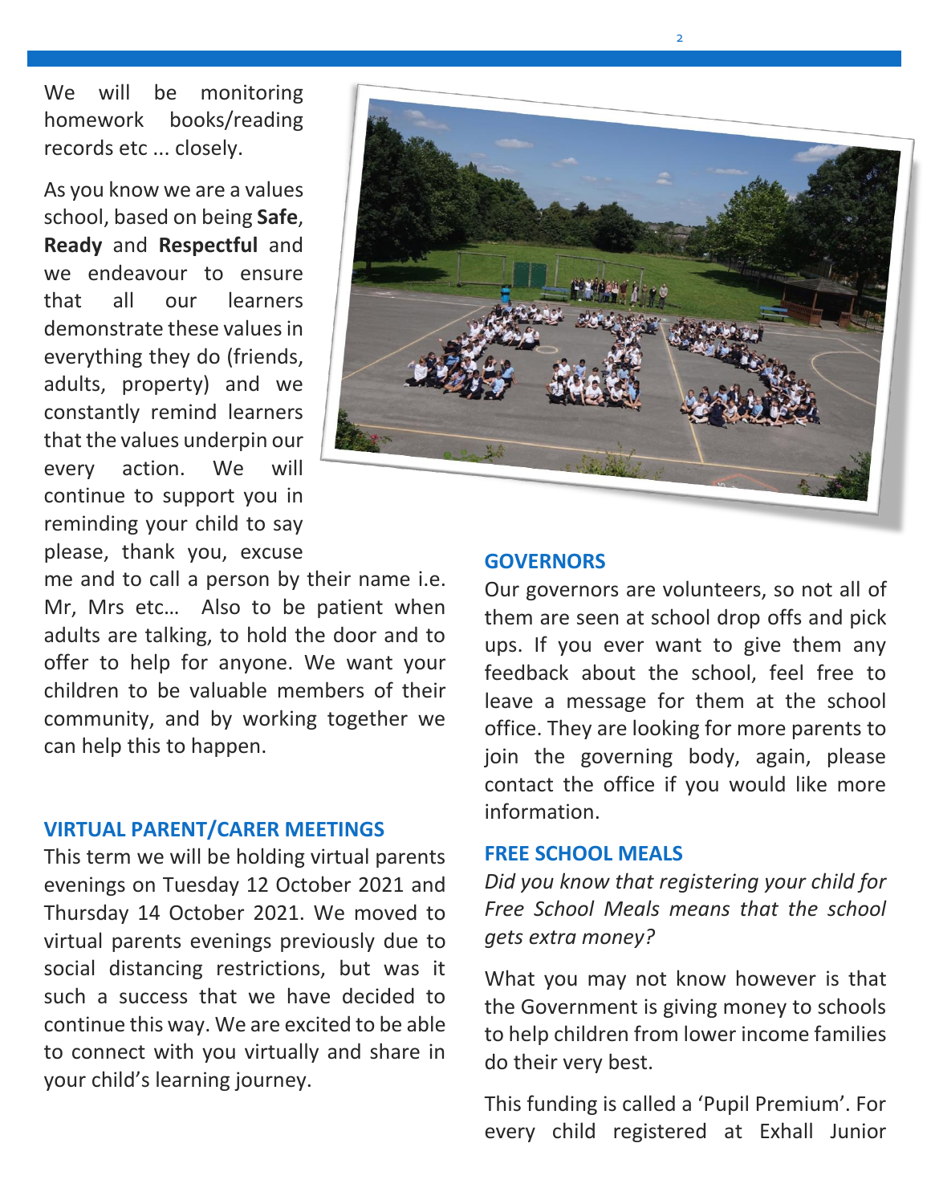We will be monitoring homework books/reading records etc ... closely.

As you know we are a values school, based on being **Safe**, **Ready** and **Respectful** and we endeavour to ensure that all our learners demonstrate these values in everything they do (friends, adults, property) and we constantly remind learners that the values underpin our every action. We will continue to support you in reminding your child to say please, thank you, excuse me and to call a person by their name i.e. Mr, Mrs etc… Also to be patient when adults are talking, to hold the door and to offer to help for anyone. We want your children to be valuable members of their community, and by working together we can help this to happen.

## VIRTUAL PARENT/CARER MEETINGS

This term we will be holding virtual parents evenings on Tuesday 12 October 2021 and Thursday 14 October 2021. We moved to virtual parents evenings previously due to social distancing restrictions, but was it such a success that we have decided to continue this way. We are excited to be able to connect with you virtually and share in your child's learning journey.

## GOVERNORS

Our governors are volunteers, so not all of them are seen at school drop offs and pick ups. If you ever want to give them any feedback about the school, feel free to leave a message for them at the school office. They are looking for more parents to join the governing body, again, please contact the office if you would like more information.

## FREE SCHOOL MEALS

*Did you know that registering your child for Free School Meals means that the school gets extra money?*

What you may not know however is that the Government is giving money to schools to help children from lower income families do their very best.

This funding is called a 'Pupil Premium'. For every child registered at Exhall Junior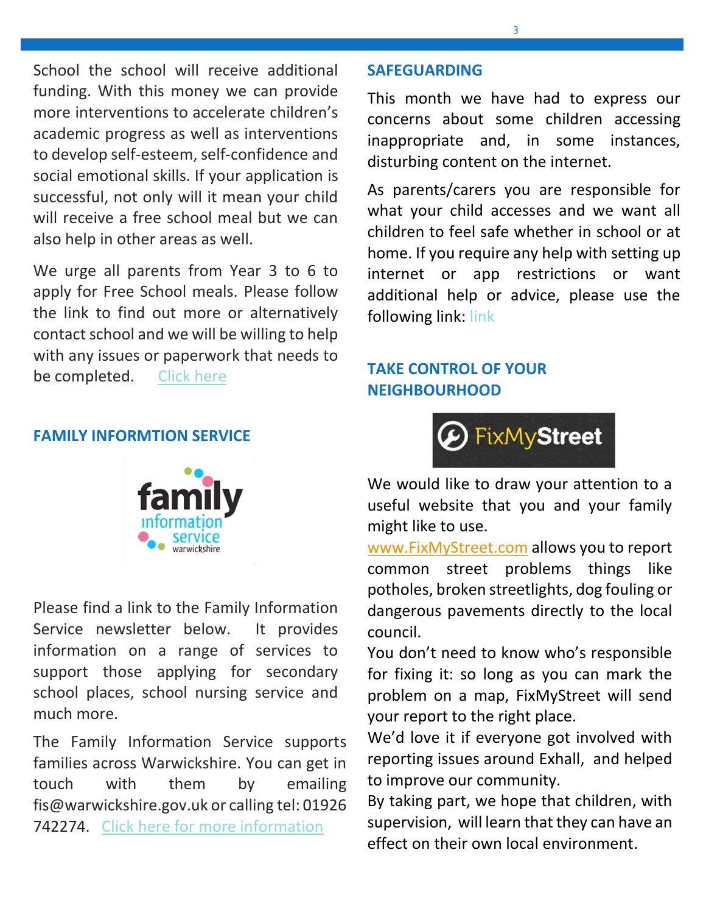School the school will receive additional funding. With this money we can provide more interventions to accelerate children's academic progress as well as interventions to develop self-esteem, self-confidence and social emotional skills. If your application is successful, not only will it mean your child will receive a free school meal but we can also help in other areas as well.

We urge all parents from Year 3 to 6 to apply for Free School meals. Please follow the link to find out more or alternatively contact school and we will be willing to help with any issues or paperwork that needs to be completed. Click here

## FAMILY INFORMTION SERVICE

Please find a link to the Family Information Service newsletter below. It provides information on a range of services to support those applying for secondary school places, school nursing service and much more.

The Family Information Service supports families across Warwickshire. You can get in touch with them by emailing fis@warwickshire.gov.uk or calling tel: 01926 742274. Click here for more information

## SAFEGUARDING

This month we have had to express our concerns about some children accessing inappropriate and, in some instances, disturbing content on the internet.

As parents/carers you are responsible for what your child accesses and we want all children to feel safe whether in school or at home. If you require any help with setting up internet or app restrictions or want additional help or advice, please use the following link: link

## TAKE CONTROL OF YOUR NEIGHBOURHOOD

FixMyStreet

We would like to draw your attention to a useful website that you and your family might like to use.

www.FixMyStreet.com allows you to report common street problems things like potholes, broken streetlights, dog fouling or dangerous pavements directly to the local council.

You don't need to know who's responsible for fixing it: so long as you can mark the problem on a map, FixMyStreet will send your report to the right place.

We'd love it if everyone got involved with reporting issues around Exhall, and helped to improve our community.

By taking part, we hope that children, with supervision, will learn that they can have an effect on their own local environment.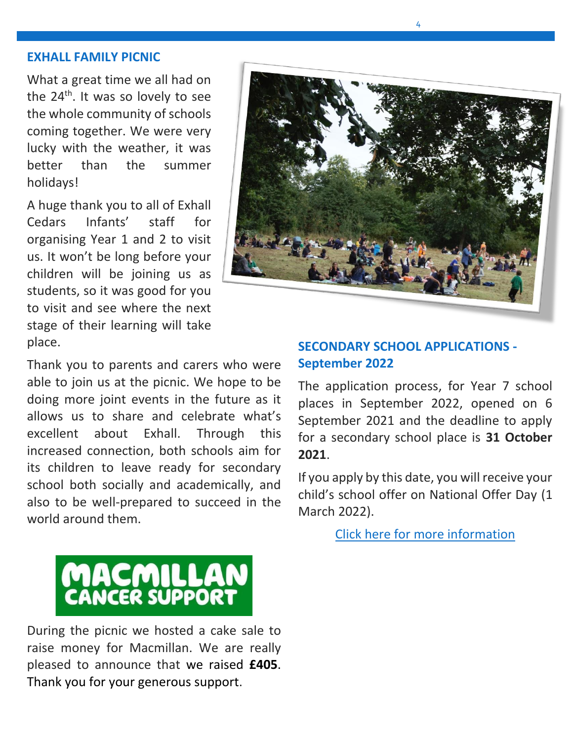## EXHALL FAMILY PICNIC

What a great time we all had on the 24th. It was so lovely to see the whole community of schools coming together. We were very lucky with the weather, it was better than the summer holidays!

A huge thank you to all of Exhall Cedars Infants' staff for organising Year 1 and 2 to visit us. It won't be long before your children will be joining us as students, so it was good for you to visit and see where the next stage of their learning will take place.

Thank you to parents and carers who were able to join us at the picnic. We hope to be doing more joint events in the future as it allows us to share and celebrate what's excellent about Exhall. Through this increased connection, both schools aim for its children to leave ready for secondary school both socially and academically, and also to be well-prepared to succeed in the world around them.

MACMILLAN CANCER SUPPORT

During the picnic we hosted a cake sale to raise money for Macmillan. We are really pleased to announce that we raised **£405**. Thank you for your generous support.

## SECONDARY SCHOOL APPLICATIONS - September 2022

The application process, for Year 7 school places in September 2022, opened on 6 September 2021 and the deadline to apply for a secondary school place is **31 October 2021**.

If you apply by this date, you will receive your child's school offer on National Offer Day (1 March 2022).

Click here for more information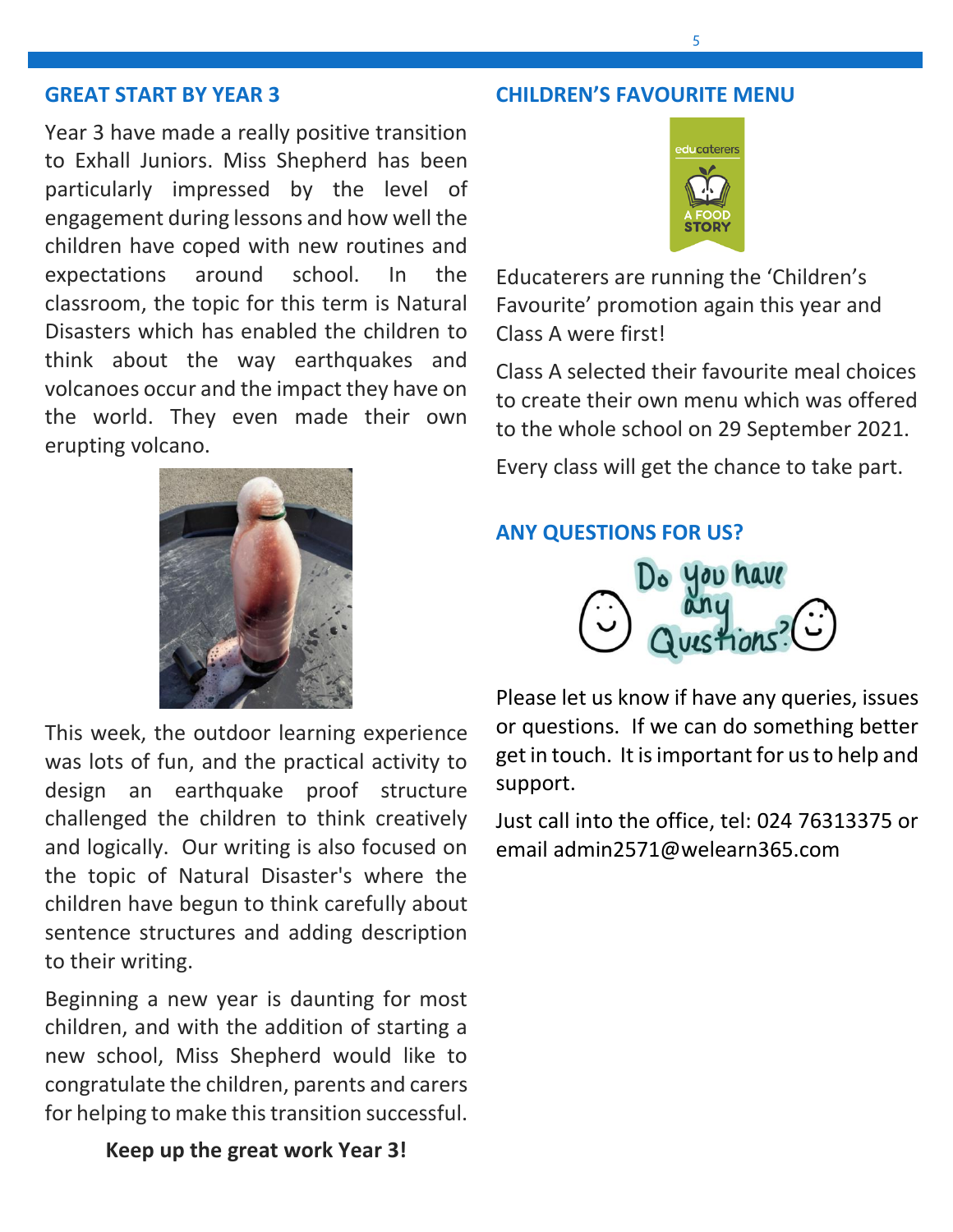## GREAT START BY YEAR 3

Year 3 have made a really positive transition to Exhall Juniors. Miss Shepherd has been particularly impressed by the level of engagement during lessons and how well the children have coped with new routines and expectations around school. In the classroom, the topic for this term is Natural Disasters which has enabled the children to think about the way earthquakes and volcanoes occur and the impact they have on the world. They even made their own erupting volcano.

This week, the outdoor learning experience was lots of fun, and the practical activity to design an earthquake proof structure challenged the children to think creatively and logically. Our writing is also focused on the topic of Natural Disaster's where the children have begun to think carefully about sentence structures and adding description to their writing.

Beginning a new year is daunting for most children, and with the addition of starting a new school, Miss Shepherd would like to congratulate the children, parents and carers for helping to make this transition successful.

**Keep up the great work Year 3!**

## CHILDREN'S FAVOURITE MENU

Educaterers are running the 'Children's Favourite' promotion again this year and Class A were first!

Class A selected their favourite meal choices to create their own menu which was offered to the whole school on 29 September 2021.

Every class will get the chance to take part.

## ANY QUESTIONS FOR US?

Please let us know if have any queries, issues or questions. If we can do something better get in touch. It is important for us to help and support.

Just call into the office, tel: 024 76313375 or email admin2571@welearn365.com